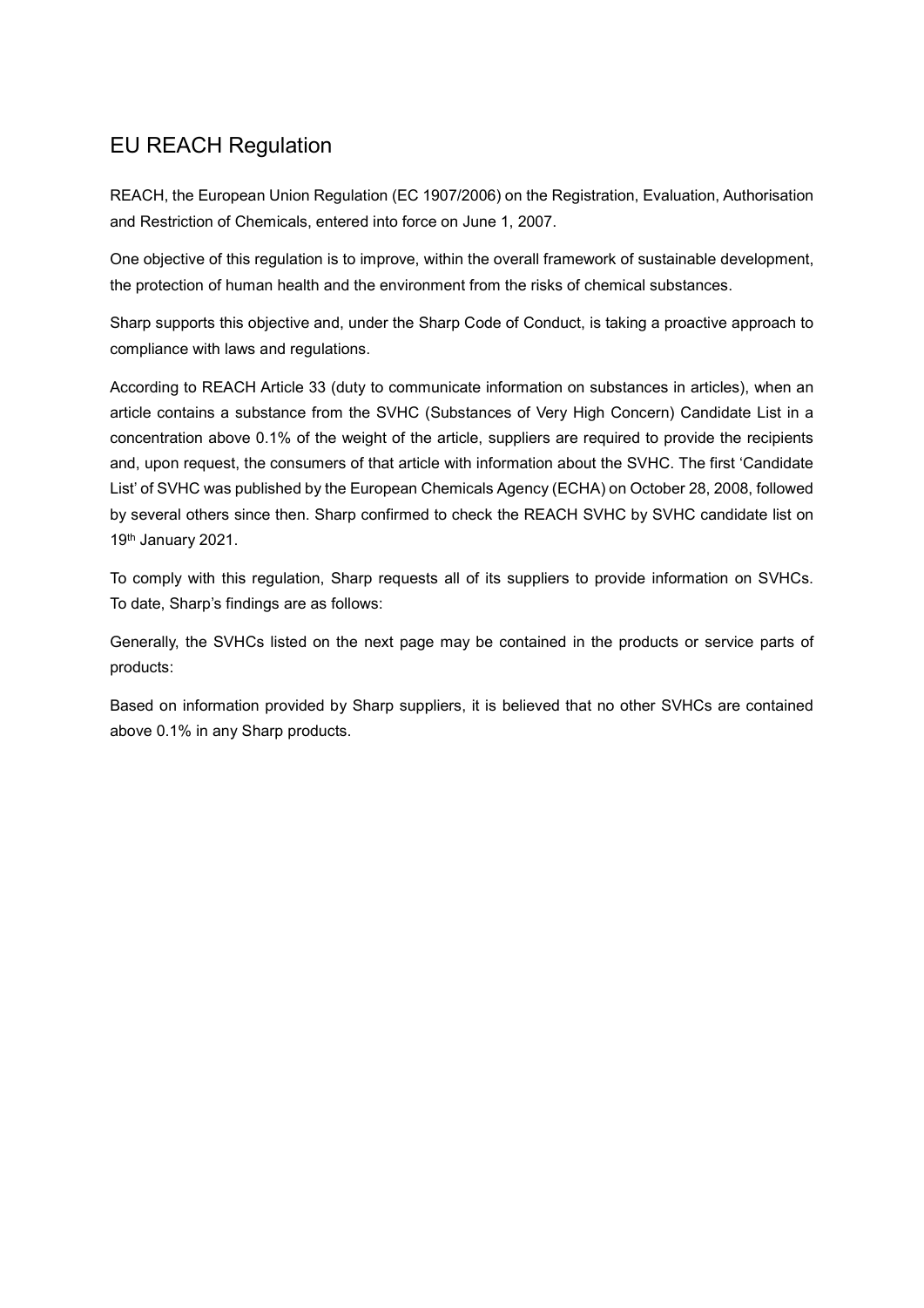# EU REACH Regulation

REACH, the European Union Regulation (EC 1907/2006) on the Registration, Evaluation, Authorisation and Restriction of Chemicals, entered into force on June 1, 2007.

One objective of this regulation is to improve, within the overall framework of sustainable development, the protection of human health and the environment from the risks of chemical substances.

Sharp supports this objective and, under the Sharp Code of Conduct, is taking a proactive approach to compliance with laws and regulations.

According to REACH Article 33 (duty to communicate information on substances in articles), when an article contains a substance from the SVHC (Substances of Very High Concern) Candidate List in a concentration above 0.1% of the weight of the article, suppliers are required to provide the recipients and, upon request, the consumers of that article with information about the SVHC. The first 'Candidate List' of SVHC was published by the European Chemicals Agency (ECHA) on October 28, 2008, followed by several others since then. Sharp confirmed to check the REACH SVHC by SVHC candidate list on 19th January 2021.

To comply with this regulation, Sharp requests all of its suppliers to provide information on SVHCs. To date, Sharp's findings are as follows:

Generally, the SVHCs listed on the next page may be contained in the products or service parts of products:

Based on information provided by Sharp suppliers, it is believed that no other SVHCs are contained above 0.1% in any Sharp products.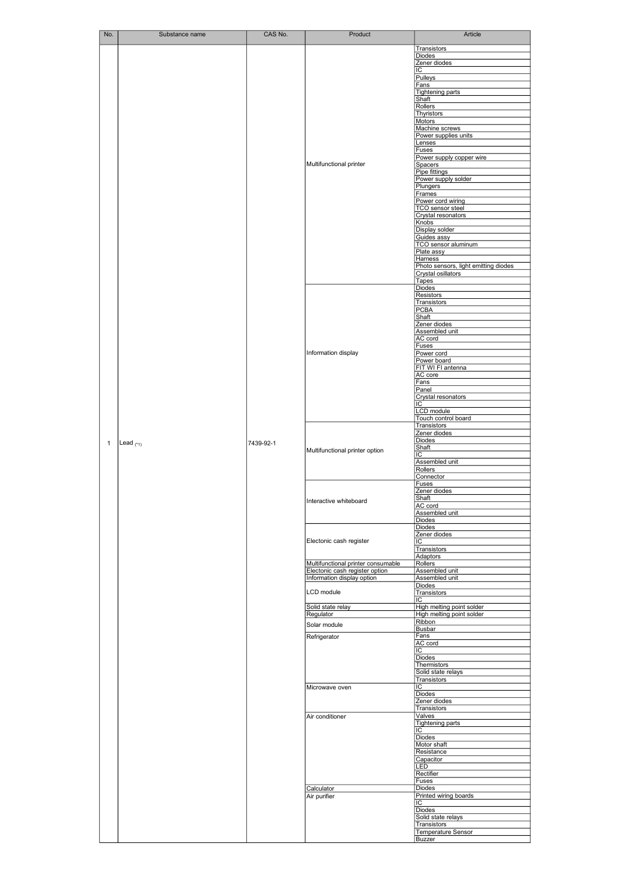| No. | Substance name | CAS No. | Product | Article |
|---|---|---|---|---|
| 1 | Lead (*1) | 7439-92-1 | Multifunctional printer | Transistors |
| | | | | Diodes |
| | | | | Zener diodes |
| | | | | IC |
| | | | | Pulleys |
| | | | | Fans |
| | | | | Tightening parts |
| | | | | Shaft |
| | | | | Rollers |
| | | | | Thyristors |
| | | | | Motors |
| | | | | Machine screws |
| | | | | Power supplies units |
| | | | | Lenses |
| | | | | Fuses |
| | | | | Power supply copper wire |
| | | | | Spacers |
| | | | | Pipe fittings |
| | | | | Power supply solder |
| | | | | Plungers |
| | | | | Frames |
| | | | | Power cord wiring |
| | | | | TCO sensor steel |
| | | | | Crystal resonators |
| | | | | Knobs |
| | | | | Display solder |
| | | | | Guides assy |
| | | | | TCO sensor aluminum |
| | | | | Plate assy |
| | | | | Harness |
| | | | | Photo sensors, light emitting diodes |
| | | | | Crystal osillators |
| | | | | Tapes |
| | | | Information display | Diodes |
| | | | | Resistors |
| | | | | Transistors |
| | | | | PCBA |
| | | | | Shaft |
| | | | | Zener diodes |
| | | | | Assembled unit |
| | | | | AC cord |
| | | | | Fuses |
| | | | | Power cord |
| | | | | Power board |
| | | | | FIT WI FI antenna |
| | | | | AC core |
| | | | | Fans |
| | | | | Panel |
| | | | | Crystal resonators |
| | | | | IC |
| | | | | LCD module |
| | | | | Touch control board |
| | | | Multifunctional printer option | Transistors |
| | | | | Zener diodes |
| | | | | Diodes |
| | | | | Shaft |
| | | | | IC |
| | | | | Assembled unit |
| | | | | Rollers |
| | | | | Connector |
| | | | Interactive whiteboard | Fuses |
| | | | | Zener diodes |
| | | | | Shaft |
| | | | | AC cord |
| | | | | Assembled unit |
| | | | | Diodes |
| | | | Electonic cash register | Diodes |
| | | | | Zener diodes |
| | | | | IC |
| | | | | Transistors |
| | | | | Adaptors |
| | | | Multifunctional printer consumable | Rollers |
| | | | Electonic cash register option | Assembled unit |
| | | | Information display option | Assembled unit |
| | | | LCD module | Diodes |
| | | | | Transistors |
| | | | | IC |
| | | | Solid state relay | High melting point solder |
| | | | Regulator | High melting point solder |
| | | | Solar module | Ribbon |
| | | | | Busbar |
| | | | Refrigerator | Fans |
| | | | | AC cord |
| | | | | IC |
| | | | | Diodes |
| | | | | Thermistors |
| | | | | Solid state relays |
| | | | | Transistors |
| | | | Microwave oven | IC |
| | | | | Diodes |
| | | | | Zener diodes |
| | | | | Transistors |
| | | | Air conditioner | Valves |
| | | | | Tightening parts |
| | | | | IC |
| | | | | Diodes |
| | | | | Motor shaft |
| | | | | Resistance |
| | | | | Capacitor |
| | | | | LED |
| | | | | Rectifier |
| | | | | Fuses |
| | | | Calculator | Diodes |
| | | | Air purifier | Printed wiring boards |
| | | | | IC |
| | | | | Diodes |
| | | | | Solid state relays |
| | | | | Transistors |
| | | | | Temperature Sensor |
| | | | | Buzzer |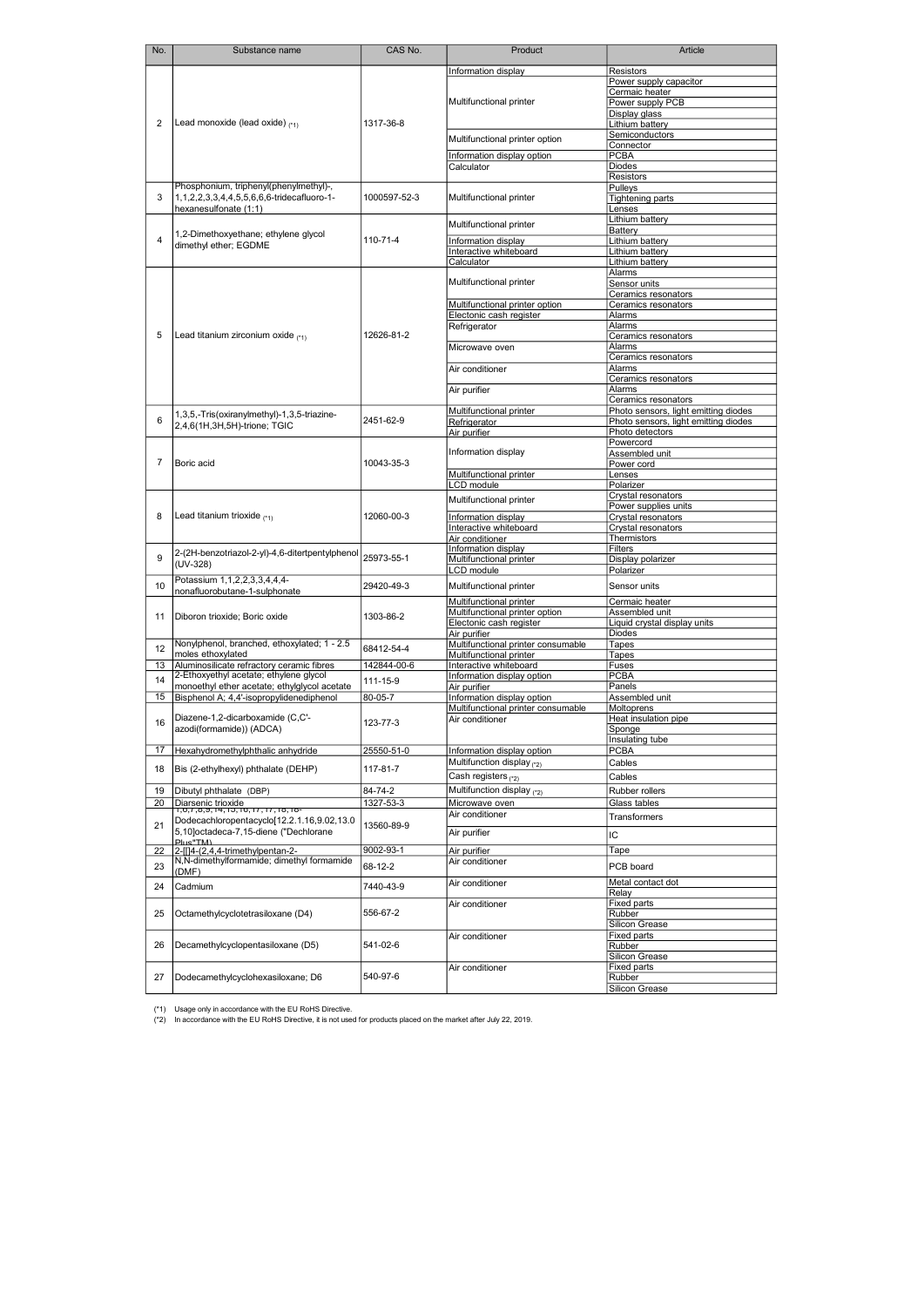| No. | Substance name | CAS No. | Product | Article |
|---|---|---|---|---|
| 2 | Lead monoxide (lead oxide) (*1) | 1317-36-8 | Information display | Resistors |
| | | | Multifunctional printer | Power supply capacitor |
| | | | | Cermaic heater |
| | | | | Power supply PCB |
| | | | | Display glass |
| | | | | Lithium battery |
| | | | Multifunctional printer option | Semiconductors |
| | | | | Connector |
| | | | Information display option | PCBA |
| | | | Calculator | Diodes |
| | | | | Resistors |
| 3 | Phosphonium, triphenyl(phenylmethyl)-, 1,1,2,2,3,3,4,4,5,5,6,6,6-tridecafluoro-1-hexanesulfonate (1:1) | 1000597-52-3 | Multifunctional printer | Pulleys |
| | | | | Tightening parts |
| | | | | Lenses |
| 4 | 1,2-Dimethoxyethane; ethylene glycol dimethyl ether; EGDME | 110-71-4 | Multifunctional printer | Lithium battery |
| | | | | Battery |
| | | | Information display | Lithium battery |
| | | | Interactive whiteboard | Lithium battery |
| | | | Calculator | Lithium battery |
| 5 | Lead titanium zirconium oxide (*1) | 12626-81-2 | Multifunctional printer | Alarms |
| | | | | Sensor units |
| | | | | Ceramics resonators |
| | | | Multifunctional printer option | Ceramics resonators |
| | | | Electonic cash register | Alarms |
| | | | Refrigerator | Alarms |
| | | | | Ceramics resonators |
| | | | Microwave oven | Alarms |
| | | | | Ceramics resonators |
| | | | Air conditioner | Alarms |
| | | | | Ceramics resonators |
| | | | Air purifier | Alarms |
| | | | | Ceramics resonators |
| 6 | 1,3,5,-Tris(oxiranylmethyl)-1,3,5-triazine-2,4,6(1H,3H,5H)-trione; TGIC | 2451-62-9 | Multifunctional printer | Photo sensors, light emitting diodes |
| | | | Refrigerator | Photo sensors, light emitting diodes |
| | | | Air purifier | Photo detectors |
| 7 | Boric acid | 10043-35-3 | Information display | Powercord |
| | | | | Assembled unit |
| | | | | Power cord |
| | | | Multifunctional printer | Lenses |
| | | | LCD module | Polarizer |
| 8 | Lead titanium trioxide (*1) | 12060-00-3 | Multifunctional printer | Crystal resonators |
| | | | | Power supplies units |
| | | | Information display | Crystal resonators |
| | | | Interactive whiteboard | Crystal resonators |
| | | | Air conditioner | Thermistors |
| 9 | 2-(2H-benzotriazol-2-yl)-4,6-ditertpentylphenol (UV-328) | 25973-55-1 | Information display | Filters |
| | | | Multifunctional printer | Display polarizer |
| | | | LCD module | Polarizer |
| 10 | Potassium 1,1,2,2,3,3,4,4,4-nonafluorobutane-1-sulphonate | 29420-49-3 | Multifunctional printer | Sensor units |
| 11 | Diboron trioxide; Boric oxide | 1303-86-2 | Multifunctional printer | Cermaic heater |
| | | | Multifunctional printer option | Assembled unit |
| | | | Electonic cash register | Liquid crystal display units |
| | | | Air purifier | Diodes |
| 12 | Nonylphenol, branched, ethoxylated; 1 - 2.5 moles ethoxylated | 68412-54-4 | Multifunctional printer consumable | Tapes |
| | | | Multifunctional printer | Tapes |
| 13 | Aluminosilicate refractory ceramic fibres | 142844-00-6 | Interactive whiteboard | Fuses |
| 14 | 2-Ethoxyethyl acetate; ethylene glycol monoethyl ether acetate; ethylglycol acetate | 111-15-9 | Information display option | PCBA |
| | | | Air purifier | Panels |
| 15 | Bisphenol A; 4,4'-isopropylidenediphenol | 80-05-7 | Information display option | Assembled unit |
| 16 | Diazene-1,2-dicarboxamide (C,C'-azodi(formamide)) (ADCA) | 123-77-3 | Multifunctional printer consumable | Moltoprens |
| | | | Air conditioner | Heat insulation pipe |
| | | | | Sponge |
| | | | | Insulating tube |
| 17 | Hexahydromethylphthalic anhydride | 25550-51-0 | Information display option | PCBA |
| 18 | Bis (2-ethylhexyl) phthalate (DEHP) | 117-81-7 | Multifunction display (*2) | Cables |
| | | | Cash registers (*2) | Cables |
| 19 | Dibutyl phthalate (DBP) | 84-74-2 | Multifunction display (*2) | Rubber rollers |
| 20 | Diarsenic trioxide | 1327-53-3 | Microwave oven | Glass tables |
| 21 | 1,6,7,8,9,14,15,16,17,17,18,18-Dodecachloropentacyclo[12.2.1.16,9.02,13.05,10]octadeca-7,15-diene ("Dechlorane Plus"TM) | 13560-89-9 | Air conditioner | Transformers |
| | | | Air purifier | IC |
| 22 | 2-[[]4-(2,4,4-trimethylpentan-2- | 9002-93-1 | Air purifier | Tape |
| 23 | N,N-dimethylformamide; dimethyl formamide (DMF) | 68-12-2 | Air conditioner | PCB board |
| 24 | Cadmium | 7440-43-9 | Air conditioner | Metal contact dot |
| | | | | Relay |
| 25 | Octamethylcyclotetrasiloxane (D4) | 556-67-2 | Air conditioner | Fixed parts |
| | | | | Rubber |
| | | | | Silicon Grease |
| 26 | Decamethylcyclopentasiloxane (D5) | 541-02-6 | Air conditioner | Fixed parts |
| | | | | Rubber |
| | | | | Silicon Grease |
| 27 | Dodecamethylcyclohexasiloxane; D6 | 540-97-6 | Air conditioner | Fixed parts |
| | | | | Rubber |
| | | | | Silicon Grease |

(*1) Usage only in accordance with the EU RoHS Directive.

(*2) In accordance with the EU RoHS Directive, it is not used for products placed on the market after July 22, 2019.